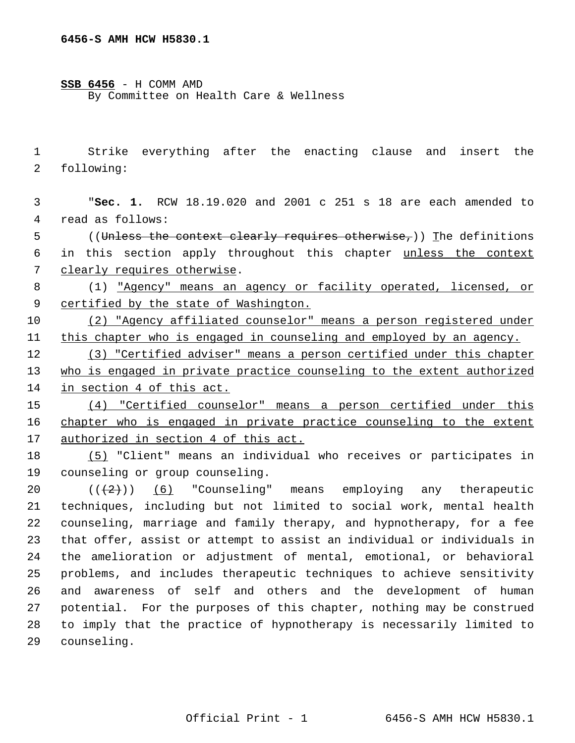**SSB 6456** - H COMM AMD
By Committee on Health Care & Wellness

Strike everything after the enacting clause and insert the following:

"**Sec. 1.** RCW 18.19.020 and 2001 c 251 s 18 are each amended to read as follows:

((~~Unless the context clearly requires otherwise,~~)) The definitions in this section apply throughout this chapter unless the context clearly requires otherwise.

(1) "Agency" means an agency or facility operated, licensed, or certified by the state of Washington.

(2) "Agency affiliated counselor" means a person registered under this chapter who is engaged in counseling and employed by an agency.

(3) "Certified adviser" means a person certified under this chapter who is engaged in private practice counseling to the extent authorized in section 4 of this act.

(4) "Certified counselor" means a person certified under this chapter who is engaged in private practice counseling to the extent authorized in section 4 of this act.

(5) "Client" means an individual who receives or participates in counseling or group counseling.

((~~(2)~~)) (6) "Counseling" means employing any therapeutic techniques, including but not limited to social work, mental health counseling, marriage and family therapy, and hypnotherapy, for a fee that offer, assist or attempt to assist an individual or individuals in the amelioration or adjustment of mental, emotional, or behavioral problems, and includes therapeutic techniques to achieve sensitivity and awareness of self and others and the development of human potential. For the purposes of this chapter, nothing may be construed to imply that the practice of hypnotherapy is necessarily limited to counseling.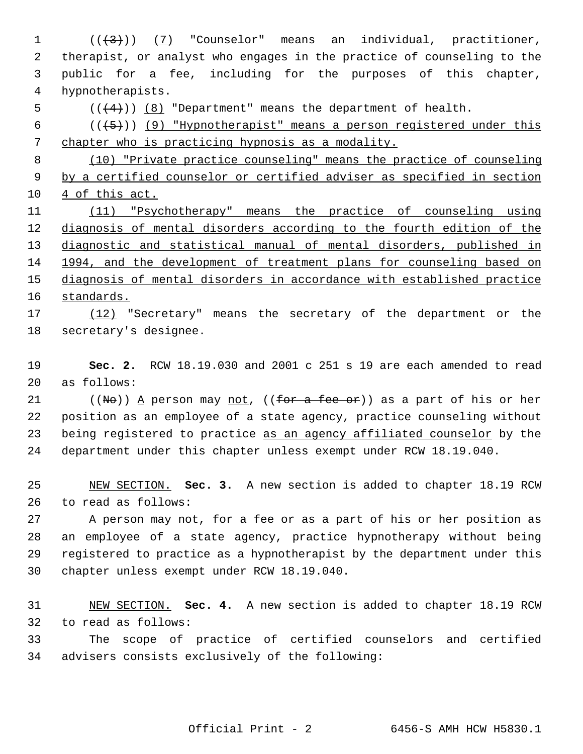((~~(3)~~)) <u>(7)</u> "Counselor" means an individual, practitioner, therapist, or analyst who engages in the practice of counseling to the public for a fee, including for the purposes of this chapter, hypnotherapists.

((~~(4)~~)) <u>(8)</u> "Department" means the department of health.

((~~(5)~~)) <u>(9) "Hypnotherapist" means a person registered under this chapter who is practicing hypnosis as a modality.</u>

<u>(10) "Private practice counseling" means the practice of counseling by a certified counselor or certified adviser as specified in section 4 of this act.</u>

<u>(11) "Psychotherapy" means the practice of counseling using diagnosis of mental disorders according to the fourth edition of the diagnostic and statistical manual of mental disorders, published in 1994, and the development of treatment plans for counseling based on diagnosis of mental disorders in accordance with established practice standards.</u>

<u>(12)</u> "Secretary" means the secretary of the department or the secretary's designee.

**Sec. 2.** RCW 18.19.030 and 2001 c 251 s 19 are each amended to read as follows:

((~~No~~)) <u>A</u> person may <u>not</u>, ((~~for a fee or~~)) as a part of his or her position as an employee of a state agency, practice counseling without being registered to practice <u>as an agency affiliated counselor</u> by the department under this chapter unless exempt under RCW 18.19.040.

<u>NEW SECTION.</u> **Sec. 3.** A new section is added to chapter 18.19 RCW to read as follows:

A person may not, for a fee or as a part of his or her position as an employee of a state agency, practice hypnotherapy without being registered to practice as a hypnotherapist by the department under this chapter unless exempt under RCW 18.19.040.

<u>NEW SECTION.</u> **Sec. 4.** A new section is added to chapter 18.19 RCW to read as follows:

The scope of practice of certified counselors and certified advisers consists exclusively of the following: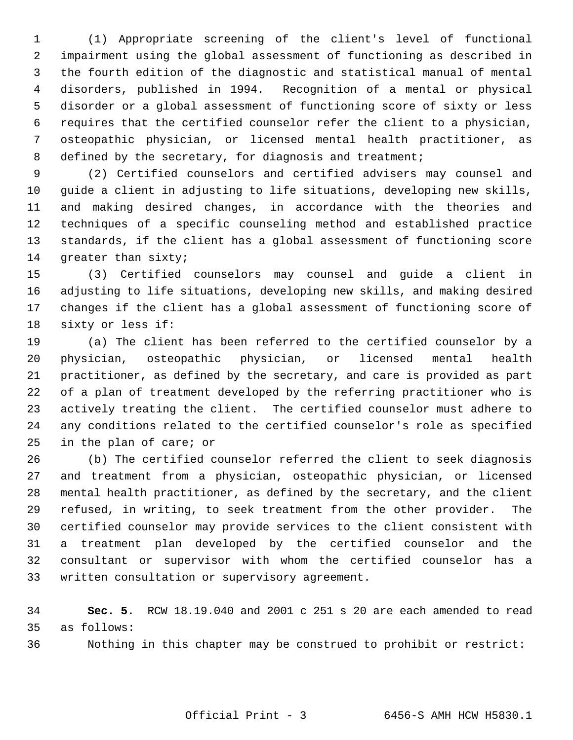(1) Appropriate screening of the client's level of functional impairment using the global assessment of functioning as described in the fourth edition of the diagnostic and statistical manual of mental disorders, published in 1994. Recognition of a mental or physical disorder or a global assessment of functioning score of sixty or less requires that the certified counselor refer the client to a physician, osteopathic physician, or licensed mental health practitioner, as defined by the secretary, for diagnosis and treatment;

(2) Certified counselors and certified advisers may counsel and guide a client in adjusting to life situations, developing new skills, and making desired changes, in accordance with the theories and techniques of a specific counseling method and established practice standards, if the client has a global assessment of functioning score greater than sixty;

(3) Certified counselors may counsel and guide a client in adjusting to life situations, developing new skills, and making desired changes if the client has a global assessment of functioning score of sixty or less if:

(a) The client has been referred to the certified counselor by a physician, osteopathic physician, or licensed mental health practitioner, as defined by the secretary, and care is provided as part of a plan of treatment developed by the referring practitioner who is actively treating the client. The certified counselor must adhere to any conditions related to the certified counselor's role as specified in the plan of care; or

(b) The certified counselor referred the client to seek diagnosis and treatment from a physician, osteopathic physician, or licensed mental health practitioner, as defined by the secretary, and the client refused, in writing, to seek treatment from the other provider. The certified counselor may provide services to the client consistent with a treatment plan developed by the certified counselor and the consultant or supervisor with whom the certified counselor has a written consultation or supervisory agreement.

**Sec. 5.** RCW 18.19.040 and 2001 c 251 s 20 are each amended to read as follows:

Nothing in this chapter may be construed to prohibit or restrict: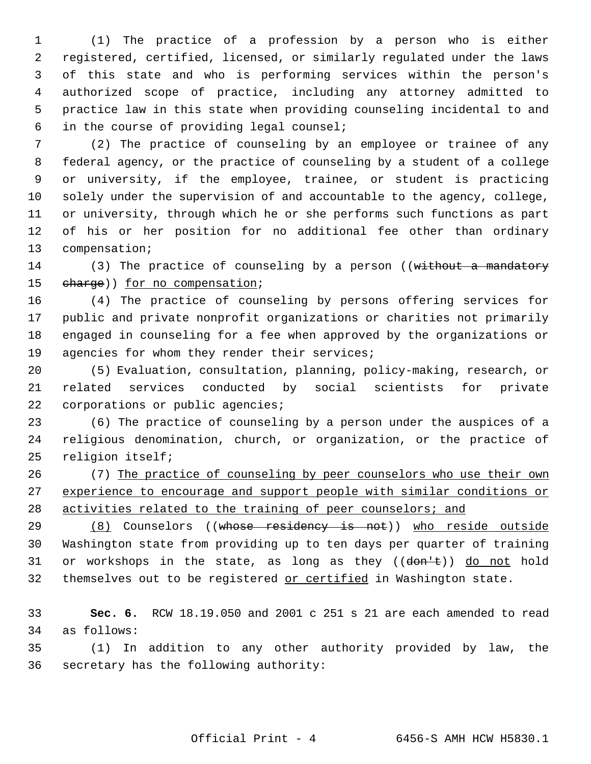(1) The practice of a profession by a person who is either registered, certified, licensed, or similarly regulated under the laws of this state and who is performing services within the person's authorized scope of practice, including any attorney admitted to practice law in this state when providing counseling incidental to and in the course of providing legal counsel;

(2) The practice of counseling by an employee or trainee of any federal agency, or the practice of counseling by a student of a college or university, if the employee, trainee, or student is practicing solely under the supervision of and accountable to the agency, college, or university, through which he or she performs such functions as part of his or her position for no additional fee other than ordinary compensation;

(3) The practice of counseling by a person ((~~without a mandatory charge~~)) <u>for no compensation</u>;

(4) The practice of counseling by persons offering services for public and private nonprofit organizations or charities not primarily engaged in counseling for a fee when approved by the organizations or agencies for whom they render their services;

(5) Evaluation, consultation, planning, policy-making, research, or related services conducted by social scientists for private corporations or public agencies;

(6) The practice of counseling by a person under the auspices of a religious denomination, church, or organization, or the practice of religion itself;

(7) <u>The practice of counseling by peer counselors who use their own experience to encourage and support people with similar conditions or activities related to the training of peer counselors; and</u>

<u>(8)</u> Counselors ((~~whose residency is not~~)) <u>who reside outside</u> Washington state from providing up to ten days per quarter of training or workshops in the state, as long as they ((~~don't~~)) <u>do not</u> hold themselves out to be registered <u>or certified</u> in Washington state.

**Sec. 6.** RCW 18.19.050 and 2001 c 251 s 21 are each amended to read as follows:

(1) In addition to any other authority provided by law, the secretary has the following authority: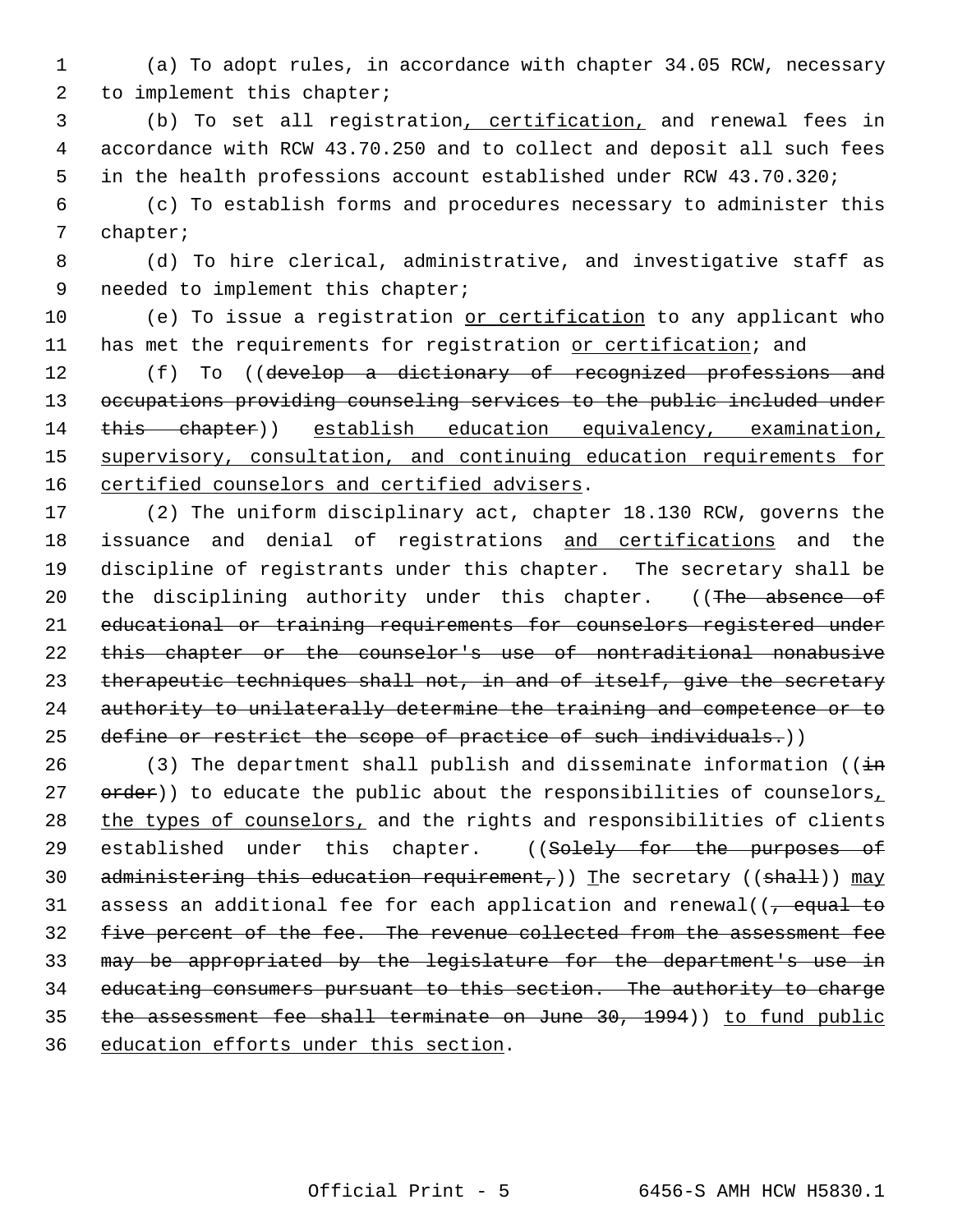(a) To adopt rules, in accordance with chapter 34.05 RCW, necessary to implement this chapter;

(b) To set all registration<u>, certification,</u> and renewal fees in accordance with RCW 43.70.250 and to collect and deposit all such fees in the health professions account established under RCW 43.70.320;

(c) To establish forms and procedures necessary to administer this chapter;

(d) To hire clerical, administrative, and investigative staff as needed to implement this chapter;

(e) To issue a registration <u>or certification</u> to any applicant who has met the requirements for registration <u>or certification</u>; and

(f) To ((~~develop a dictionary of recognized professions and occupations providing counseling services to the public included under this chapter~~)) <u>establish education equivalency, examination, supervisory, consultation, and continuing education requirements for certified counselors and certified advisers</u>.

(2) The uniform disciplinary act, chapter 18.130 RCW, governs the issuance and denial of registrations <u>and certifications</u> and the discipline of registrants under this chapter. The secretary shall be the disciplining authority under this chapter. ((~~The absence of educational or training requirements for counselors registered under this chapter or the counselor's use of nontraditional nonabusive therapeutic techniques shall not, in and of itself, give the secretary authority to unilaterally determine the training and competence or to define or restrict the scope of practice of such individuals.~~))

(3) The department shall publish and disseminate information ((~~in order~~)) to educate the public about the responsibilities of counselors<u>, the types of counselors,</u> and the rights and responsibilities of clients established under this chapter. ((~~Solely for the purposes of administering this education requirement,~~)) <u>T</u>he secretary ((~~shall~~)) <u>may</u> assess an additional fee for each application and renewal((~~, equal to five percent of the fee. The revenue collected from the assessment fee may be appropriated by the legislature for the department's use in educating consumers pursuant to this section. The authority to charge the assessment fee shall terminate on June 30, 1994~~)) <u>to fund public education efforts under this section</u>.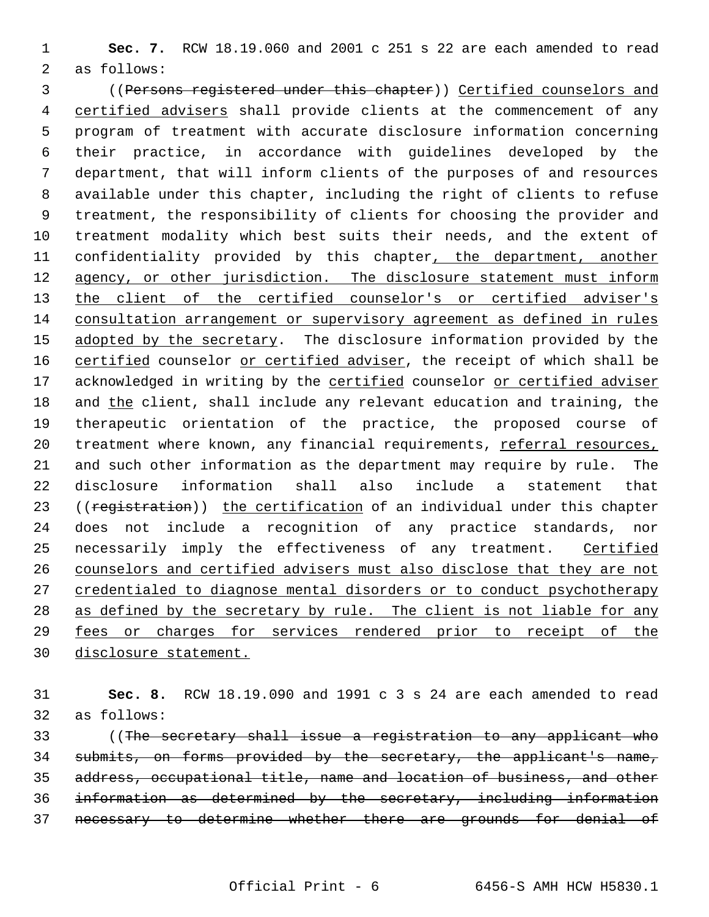**Sec. 7.** RCW 18.19.060 and 2001 c 251 s 22 are each amended to read as follows:

((~~Persons registered under this chapter~~)) <u>Certified counselors and certified advisers</u> shall provide clients at the commencement of any program of treatment with accurate disclosure information concerning their practice, in accordance with guidelines developed by the department, that will inform clients of the purposes of and resources available under this chapter, including the right of clients to refuse treatment, the responsibility of clients for choosing the provider and treatment modality which best suits their needs, and the extent of confidentiality provided by this chapter<u>, the department, another agency, or other jurisdiction. The disclosure statement must inform the client of the certified counselor's or certified adviser's consultation arrangement or supervisory agreement as defined in rules adopted by the secretary</u>. The disclosure information provided by the <u>certified</u> counselor <u>or certified adviser</u>, the receipt of which shall be acknowledged in writing by the <u>certified</u> counselor <u>or certified adviser</u> and <u>the</u> client, shall include any relevant education and training, the therapeutic orientation of the practice, the proposed course of treatment where known, any financial requirements, <u>referral resources,</u> and such other information as the department may require by rule. The disclosure information shall also include a statement that ((~~registration~~)) <u>the certification</u> of an individual under this chapter does not include a recognition of any practice standards, nor necessarily imply the effectiveness of any treatment. <u>Certified counselors and certified advisers must also disclose that they are not credentialed to diagnose mental disorders or to conduct psychotherapy as defined by the secretary by rule. The client is not liable for any fees or charges for services rendered prior to receipt of the disclosure statement.</u>

**Sec. 8.** RCW 18.19.090 and 1991 c 3 s 24 are each amended to read as follows:

((~~The secretary shall issue a registration to any applicant who submits, on forms provided by the secretary, the applicant's name, address, occupational title, name and location of business, and other information as determined by the secretary, including information necessary to determine whether there are grounds for denial of~~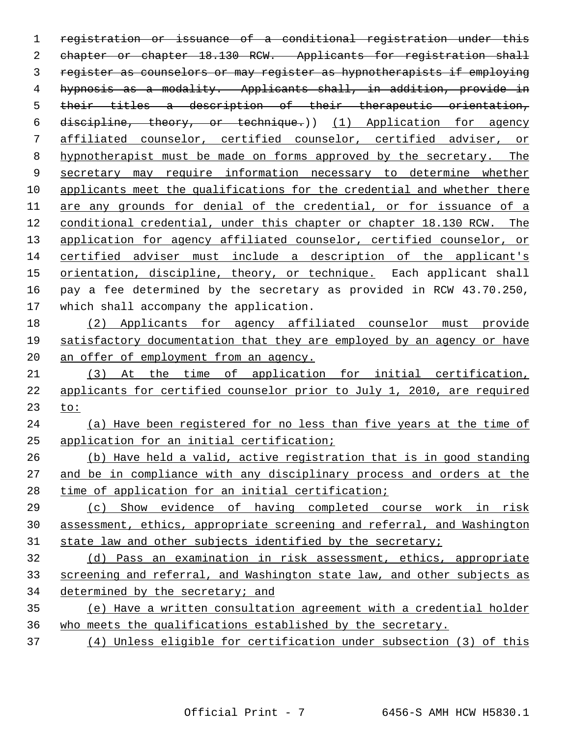~~registration or issuance of a conditional registration under this chapter or chapter 18.130 RCW. Applicants for registration shall register as counselors or may register as hypnotherapists if employing hypnosis as a modality. Applicants shall, in addition, provide in their titles a description of their therapeutic orientation, discipline, theory, or technique.~~)) <u>(1) Application for agency affiliated counselor, certified counselor, certified adviser, or hypnotherapist must be made on forms approved by the secretary. The secretary may require information necessary to determine whether applicants meet the qualifications for the credential and whether there are any grounds for denial of the credential, or for issuance of a conditional credential, under this chapter or chapter 18.130 RCW. The application for agency affiliated counselor, certified counselor, or certified adviser must include a description of the applicant's orientation, discipline, theory, or technique.</u> Each applicant shall pay a fee determined by the secretary as provided in RCW 43.70.250, which shall accompany the application.

<u>(2) Applicants for agency affiliated counselor must provide satisfactory documentation that they are employed by an agency or have an offer of employment from an agency.</u>

<u>(3) At the time of application for initial certification, applicants for certified counselor prior to July 1, 2010, are required to:</u>

<u>(a) Have been registered for no less than five years at the time of application for an initial certification;</u>

<u>(b) Have held a valid, active registration that is in good standing and be in compliance with any disciplinary process and orders at the time of application for an initial certification;</u>

<u>(c) Show evidence of having completed course work in risk assessment, ethics, appropriate screening and referral, and Washington state law and other subjects identified by the secretary;</u>

<u>(d) Pass an examination in risk assessment, ethics, appropriate screening and referral, and Washington state law, and other subjects as determined by the secretary; and</u>

<u>(e) Have a written consultation agreement with a credential holder who meets the qualifications established by the secretary.</u>

<u>(4) Unless eligible for certification under subsection (3) of this</u>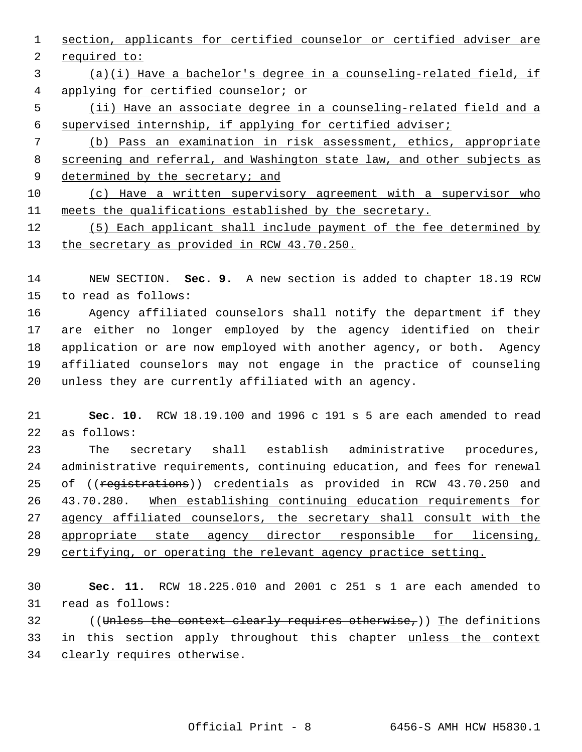section, applicants for certified counselor or certified adviser are required to:

(a)(i) Have a bachelor's degree in a counseling-related field, if applying for certified counselor; or

(ii) Have an associate degree in a counseling-related field and a supervised internship, if applying for certified adviser;

(b) Pass an examination in risk assessment, ethics, appropriate screening and referral, and Washington state law, and other subjects as determined by the secretary; and

(c) Have a written supervisory agreement with a supervisor who meets the qualifications established by the secretary.

(5) Each applicant shall include payment of the fee determined by the secretary as provided in RCW 43.70.250.

NEW SECTION. **Sec. 9.** A new section is added to chapter 18.19 RCW to read as follows:

Agency affiliated counselors shall notify the department if they are either no longer employed by the agency identified on their application or are now employed with another agency, or both. Agency affiliated counselors may not engage in the practice of counseling unless they are currently affiliated with an agency.

**Sec. 10.** RCW 18.19.100 and 1996 c 191 s 5 are each amended to read as follows:

The secretary shall establish administrative procedures, administrative requirements, continuing education, and fees for renewal of ((~~registrations~~)) credentials as provided in RCW 43.70.250 and 43.70.280. When establishing continuing education requirements for agency affiliated counselors, the secretary shall consult with the appropriate state agency director responsible for licensing, certifying, or operating the relevant agency practice setting.

**Sec. 11.** RCW 18.225.010 and 2001 c 251 s 1 are each amended to read as follows:

((~~Unless the context clearly requires otherwise,~~)) The definitions in this section apply throughout this chapter unless the context clearly requires otherwise.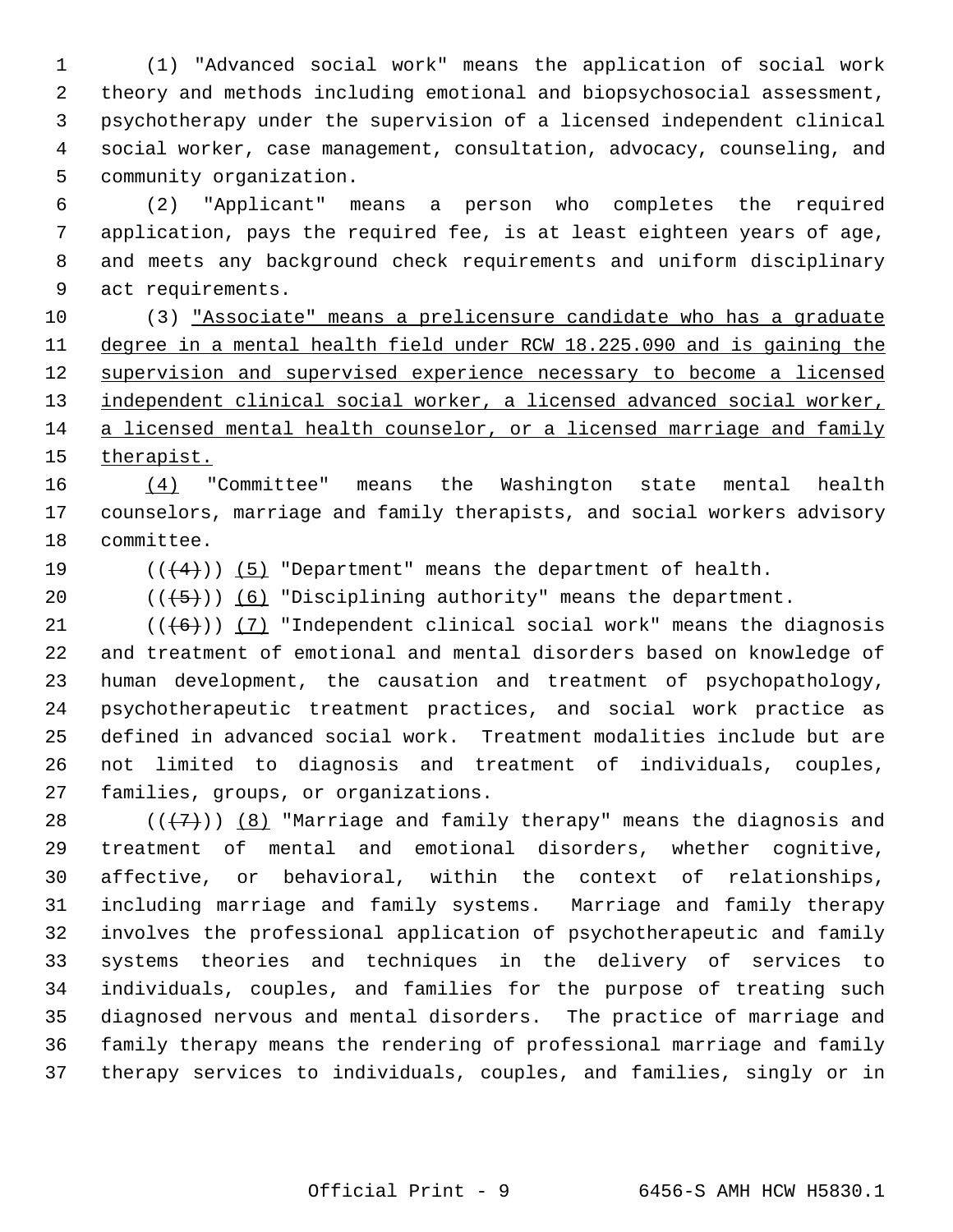(1) "Advanced social work" means the application of social work theory and methods including emotional and biopsychosocial assessment, psychotherapy under the supervision of a licensed independent clinical social worker, case management, consultation, advocacy, counseling, and community organization.

(2) "Applicant" means a person who completes the required application, pays the required fee, is at least eighteen years of age, and meets any background check requirements and uniform disciplinary act requirements.

(3) <u>"Associate" means a prelicensure candidate who has a graduate degree in a mental health field under RCW 18.225.090 and is gaining the supervision and supervised experience necessary to become a licensed independent clinical social worker, a licensed advanced social worker, a licensed mental health counselor, or a licensed marriage and family therapist.</u>

<u>(4)</u> "Committee" means the Washington state mental health counselors, marriage and family therapists, and social workers advisory committee.

((~~(4)~~)) <u>(5)</u> "Department" means the department of health.

((~~(5)~~)) <u>(6)</u> "Disciplining authority" means the department.

((~~(6)~~)) <u>(7)</u> "Independent clinical social work" means the diagnosis and treatment of emotional and mental disorders based on knowledge of human development, the causation and treatment of psychopathology, psychotherapeutic treatment practices, and social work practice as defined in advanced social work. Treatment modalities include but are not limited to diagnosis and treatment of individuals, couples, families, groups, or organizations.

((~~(7)~~)) <u>(8)</u> "Marriage and family therapy" means the diagnosis and treatment of mental and emotional disorders, whether cognitive, affective, or behavioral, within the context of relationships, including marriage and family systems. Marriage and family therapy involves the professional application of psychotherapeutic and family systems theories and techniques in the delivery of services to individuals, couples, and families for the purpose of treating such diagnosed nervous and mental disorders. The practice of marriage and family therapy means the rendering of professional marriage and family therapy services to individuals, couples, and families, singly or in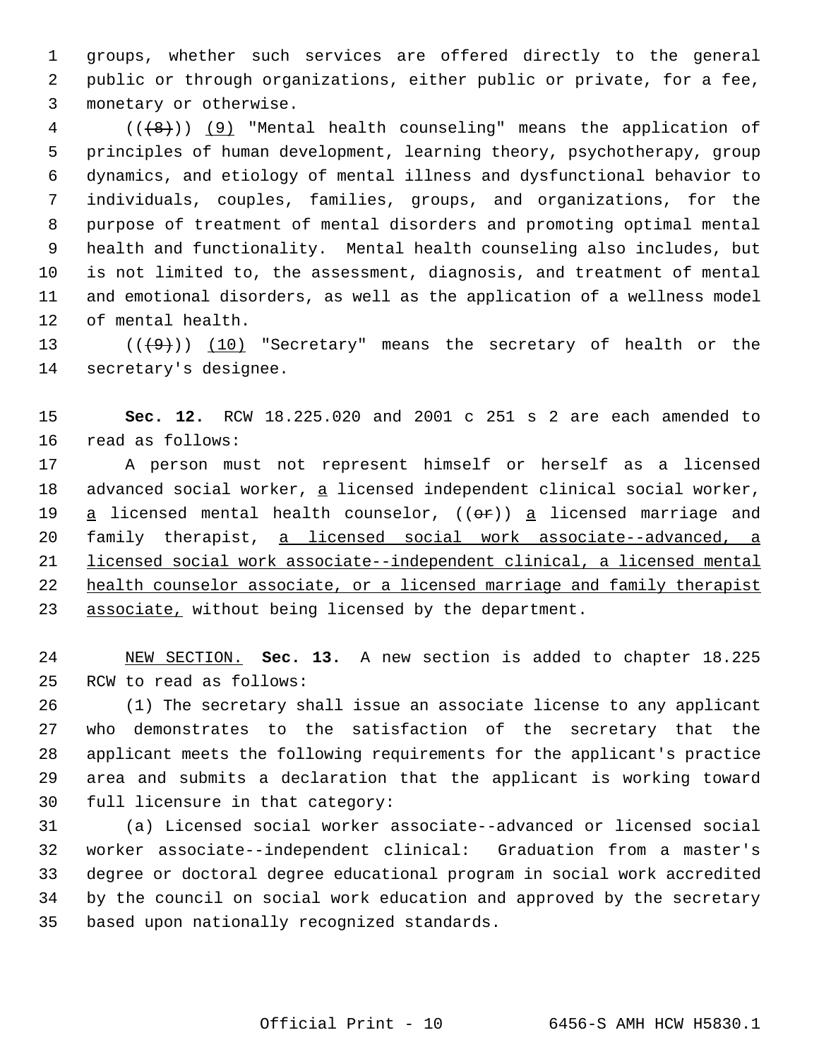groups, whether such services are offered directly to the general public or through organizations, either public or private, for a fee, monetary or otherwise.

((~~(8)~~)) (9) "Mental health counseling" means the application of principles of human development, learning theory, psychotherapy, group dynamics, and etiology of mental illness and dysfunctional behavior to individuals, couples, families, groups, and organizations, for the purpose of treatment of mental disorders and promoting optimal mental health and functionality. Mental health counseling also includes, but is not limited to, the assessment, diagnosis, and treatment of mental and emotional disorders, as well as the application of a wellness model of mental health.

((~~(9)~~)) (10) "Secretary" means the secretary of health or the secretary's designee.

**Sec. 12.** RCW 18.225.020 and 2001 c 251 s 2 are each amended to read as follows:

A person must not represent himself or herself as a licensed advanced social worker, a licensed independent clinical social worker, a licensed mental health counselor, ((~~or~~)) a licensed marriage and family therapist, a licensed social work associate--advanced, a licensed social work associate--independent clinical, a licensed mental health counselor associate, or a licensed marriage and family therapist associate, without being licensed by the department.

NEW SECTION. **Sec. 13.** A new section is added to chapter 18.225 RCW to read as follows:

(1) The secretary shall issue an associate license to any applicant who demonstrates to the satisfaction of the secretary that the applicant meets the following requirements for the applicant's practice area and submits a declaration that the applicant is working toward full licensure in that category:

(a) Licensed social worker associate--advanced or licensed social worker associate--independent clinical: Graduation from a master's degree or doctoral degree educational program in social work accredited by the council on social work education and approved by the secretary based upon nationally recognized standards.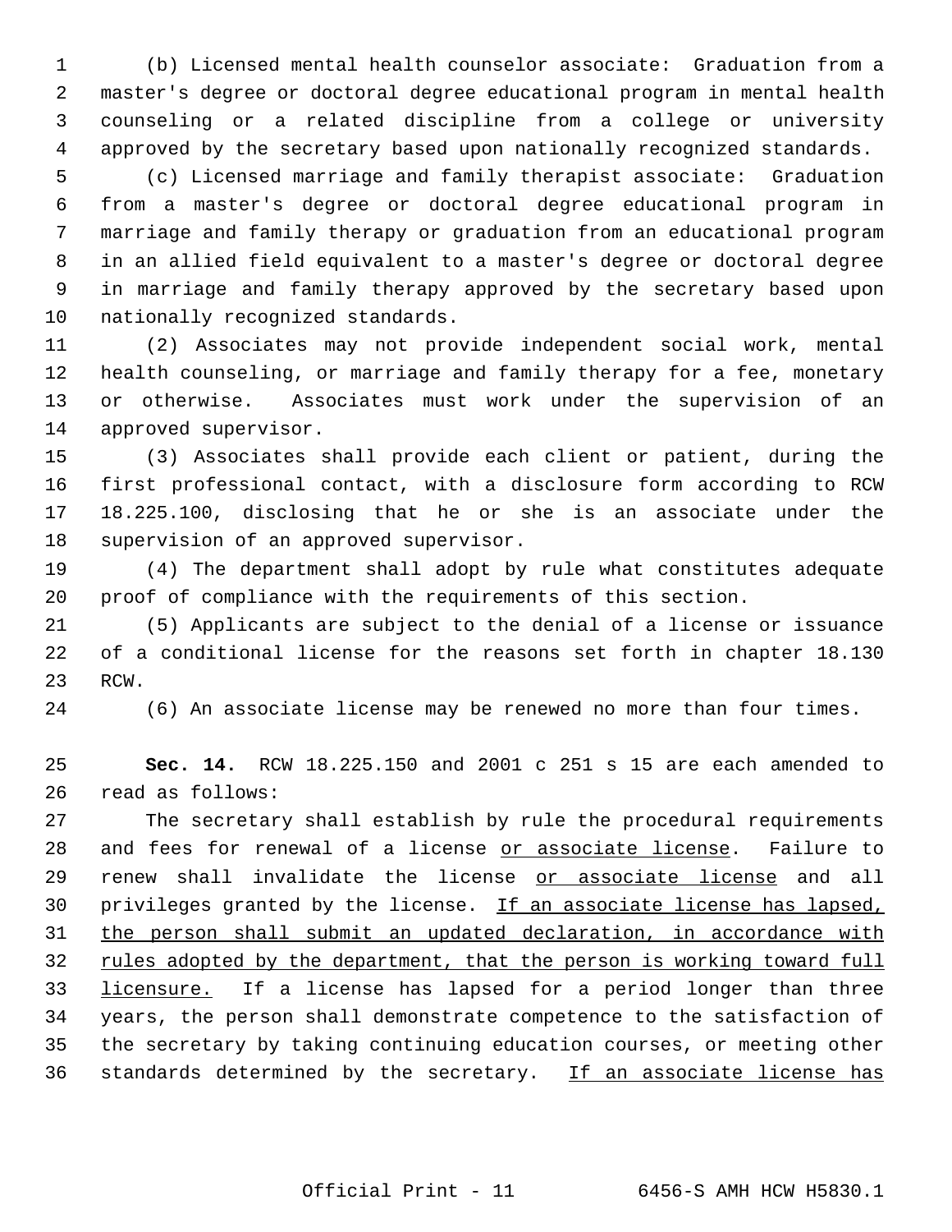(b) Licensed mental health counselor associate: Graduation from a master's degree or doctoral degree educational program in mental health counseling or a related discipline from a college or university approved by the secretary based upon nationally recognized standards.

(c) Licensed marriage and family therapist associate: Graduation from a master's degree or doctoral degree educational program in marriage and family therapy or graduation from an educational program in an allied field equivalent to a master's degree or doctoral degree in marriage and family therapy approved by the secretary based upon nationally recognized standards.

(2) Associates may not provide independent social work, mental health counseling, or marriage and family therapy for a fee, monetary or otherwise. Associates must work under the supervision of an approved supervisor.

(3) Associates shall provide each client or patient, during the first professional contact, with a disclosure form according to RCW 18.225.100, disclosing that he or she is an associate under the supervision of an approved supervisor.

(4) The department shall adopt by rule what constitutes adequate proof of compliance with the requirements of this section.

(5) Applicants are subject to the denial of a license or issuance of a conditional license for the reasons set forth in chapter 18.130 RCW.

(6) An associate license may be renewed no more than four times.

**Sec. 14.** RCW 18.225.150 and 2001 c 251 s 15 are each amended to read as follows:

The secretary shall establish by rule the procedural requirements and fees for renewal of a license <u>or associate license</u>. Failure to renew shall invalidate the license <u>or associate license</u> and all privileges granted by the license. <u>If an associate license has lapsed, the person shall submit an updated declaration, in accordance with rules adopted by the department, that the person is working toward full licensure.</u> If a license has lapsed for a period longer than three years, the person shall demonstrate competence to the satisfaction of the secretary by taking continuing education courses, or meeting other standards determined by the secretary. <u>If an associate license has</u>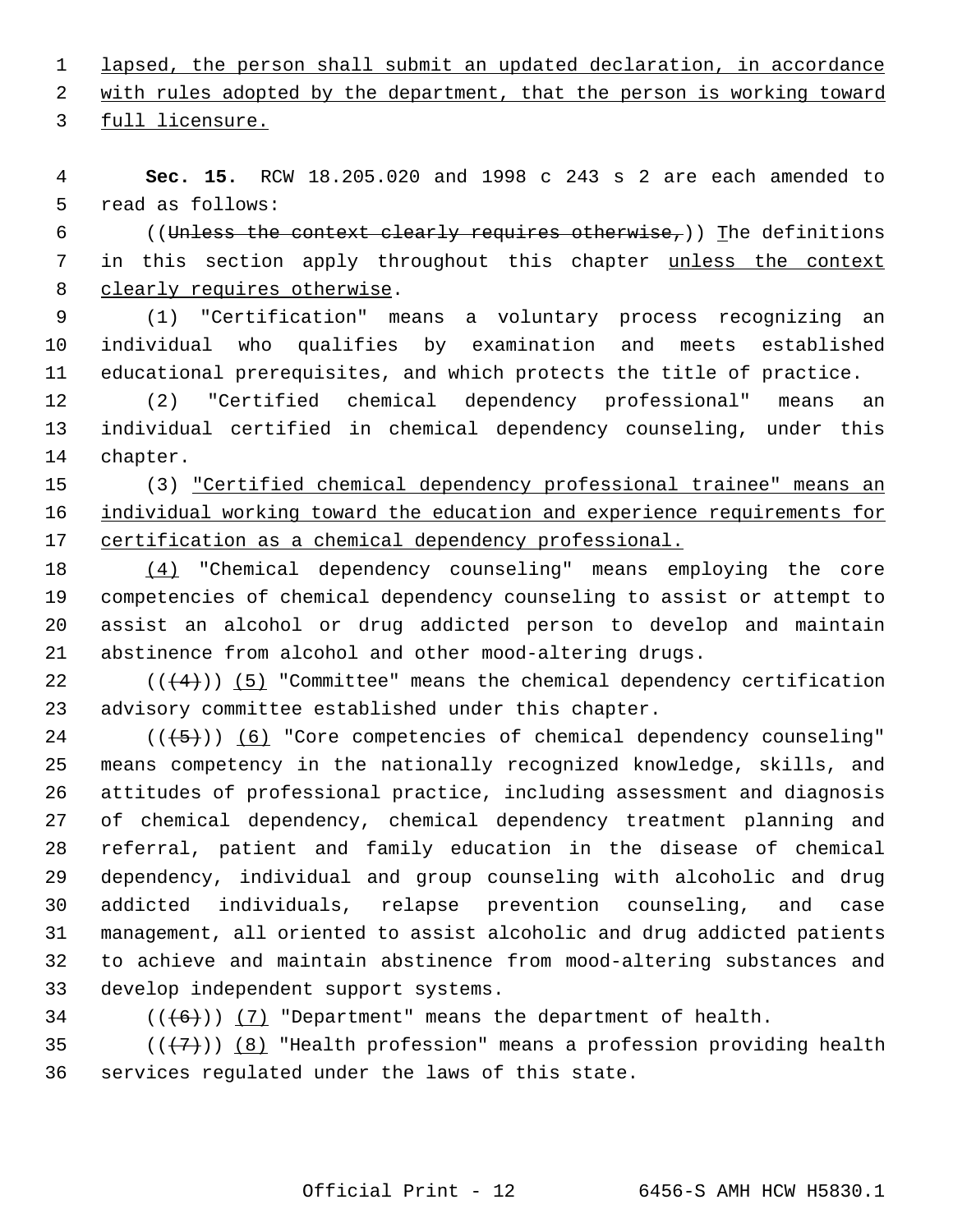lapsed, the person shall submit an updated declaration, in accordance with rules adopted by the department, that the person is working toward full licensure.

**Sec. 15.** RCW 18.205.020 and 1998 c 243 s 2 are each amended to read as follows:

((~~Unless the context clearly requires otherwise,~~)) The definitions in this section apply throughout this chapter unless the context clearly requires otherwise.

(1) "Certification" means a voluntary process recognizing an individual who qualifies by examination and meets established educational prerequisites, and which protects the title of practice.

(2) "Certified chemical dependency professional" means an individual certified in chemical dependency counseling, under this chapter.

(3) "Certified chemical dependency professional trainee" means an individual working toward the education and experience requirements for certification as a chemical dependency professional.

(4) "Chemical dependency counseling" means employing the core competencies of chemical dependency counseling to assist or attempt to assist an alcohol or drug addicted person to develop and maintain abstinence from alcohol and other mood-altering drugs.

((~~(4)~~)) (5) "Committee" means the chemical dependency certification advisory committee established under this chapter.

((~~(5)~~)) (6) "Core competencies of chemical dependency counseling" means competency in the nationally recognized knowledge, skills, and attitudes of professional practice, including assessment and diagnosis of chemical dependency, chemical dependency treatment planning and referral, patient and family education in the disease of chemical dependency, individual and group counseling with alcoholic and drug addicted individuals, relapse prevention counseling, and case management, all oriented to assist alcoholic and drug addicted patients to achieve and maintain abstinence from mood-altering substances and develop independent support systems.

((~~(6)~~)) (7) "Department" means the department of health.

((~~(7)~~)) (8) "Health profession" means a profession providing health services regulated under the laws of this state.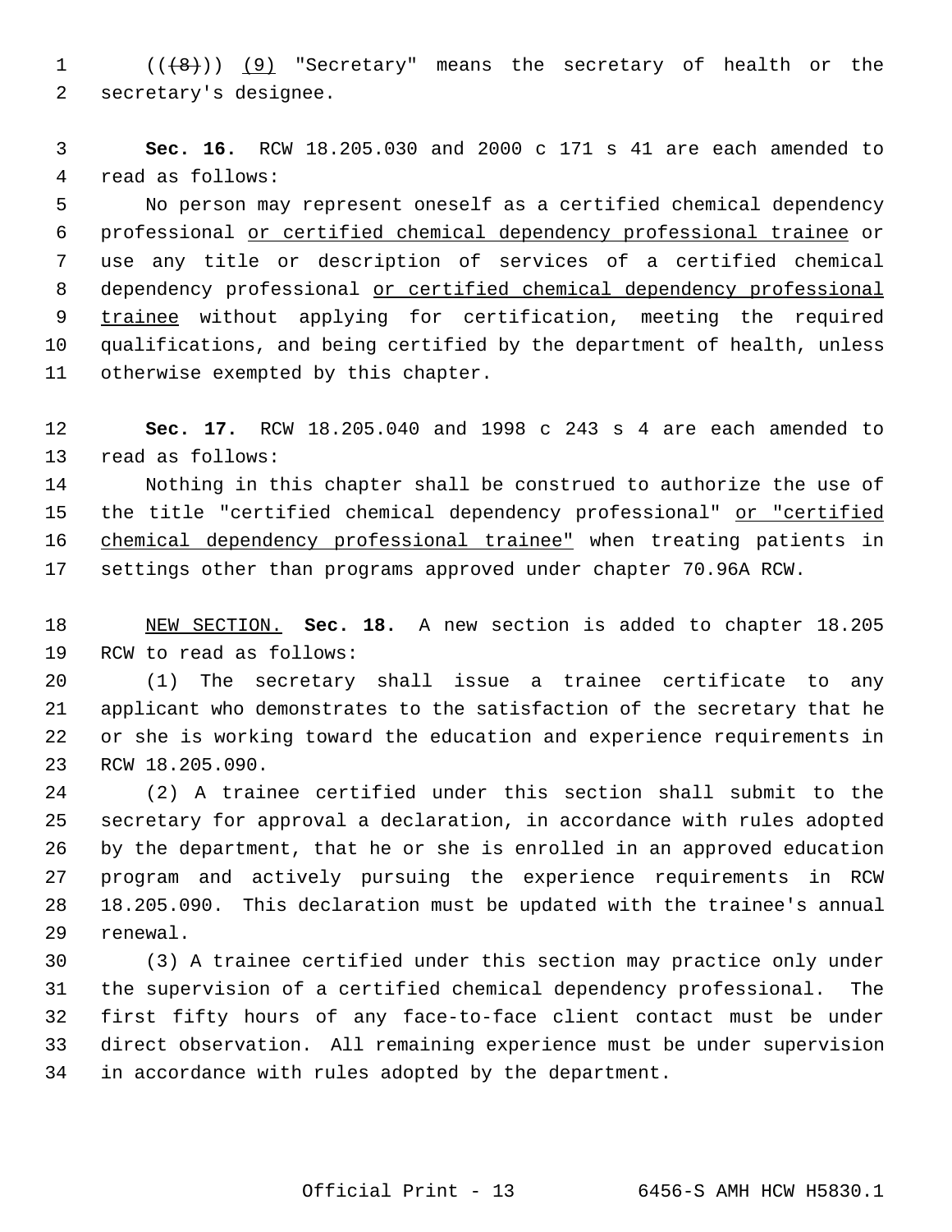((~~(8)~~)) <u>(9)</u> "Secretary" means the secretary of health or the secretary's designee.

**Sec. 16.** RCW 18.205.030 and 2000 c 171 s 41 are each amended to read as follows:

No person may represent oneself as a certified chemical dependency professional <u>or certified chemical dependency professional trainee</u> or use any title or description of services of a certified chemical dependency professional <u>or certified chemical dependency professional trainee</u> without applying for certification, meeting the required qualifications, and being certified by the department of health, unless otherwise exempted by this chapter.

**Sec. 17.** RCW 18.205.040 and 1998 c 243 s 4 are each amended to read as follows:

Nothing in this chapter shall be construed to authorize the use of the title "certified chemical dependency professional" <u>or "certified chemical dependency professional trainee"</u> when treating patients in settings other than programs approved under chapter 70.96A RCW.

<u>NEW SECTION.</u> **Sec. 18.** A new section is added to chapter 18.205 RCW to read as follows:

(1) The secretary shall issue a trainee certificate to any applicant who demonstrates to the satisfaction of the secretary that he or she is working toward the education and experience requirements in RCW 18.205.090.

(2) A trainee certified under this section shall submit to the secretary for approval a declaration, in accordance with rules adopted by the department, that he or she is enrolled in an approved education program and actively pursuing the experience requirements in RCW 18.205.090. This declaration must be updated with the trainee's annual renewal.

(3) A trainee certified under this section may practice only under the supervision of a certified chemical dependency professional. The first fifty hours of any face-to-face client contact must be under direct observation. All remaining experience must be under supervision in accordance with rules adopted by the department.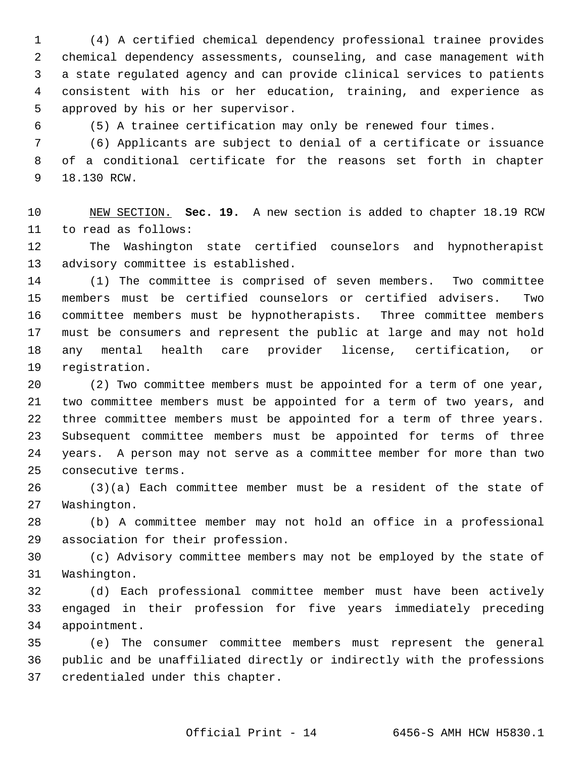(4) A certified chemical dependency professional trainee provides chemical dependency assessments, counseling, and case management with a state regulated agency and can provide clinical services to patients consistent with his or her education, training, and experience as approved by his or her supervisor.

(5) A trainee certification may only be renewed four times.

(6) Applicants are subject to denial of a certificate or issuance of a conditional certificate for the reasons set forth in chapter 18.130 RCW.

NEW SECTION. **Sec. 19.** A new section is added to chapter 18.19 RCW to read as follows:

The Washington state certified counselors and hypnotherapist advisory committee is established.

(1) The committee is comprised of seven members. Two committee members must be certified counselors or certified advisers. Two committee members must be hypnotherapists. Three committee members must be consumers and represent the public at large and may not hold any mental health care provider license, certification, or registration.

(2) Two committee members must be appointed for a term of one year, two committee members must be appointed for a term of two years, and three committee members must be appointed for a term of three years. Subsequent committee members must be appointed for terms of three years. A person may not serve as a committee member for more than two consecutive terms.

(3)(a) Each committee member must be a resident of the state of Washington.

(b) A committee member may not hold an office in a professional association for their profession.

(c) Advisory committee members may not be employed by the state of Washington.

(d) Each professional committee member must have been actively engaged in their profession for five years immediately preceding appointment.

(e) The consumer committee members must represent the general public and be unaffiliated directly or indirectly with the professions credentialed under this chapter.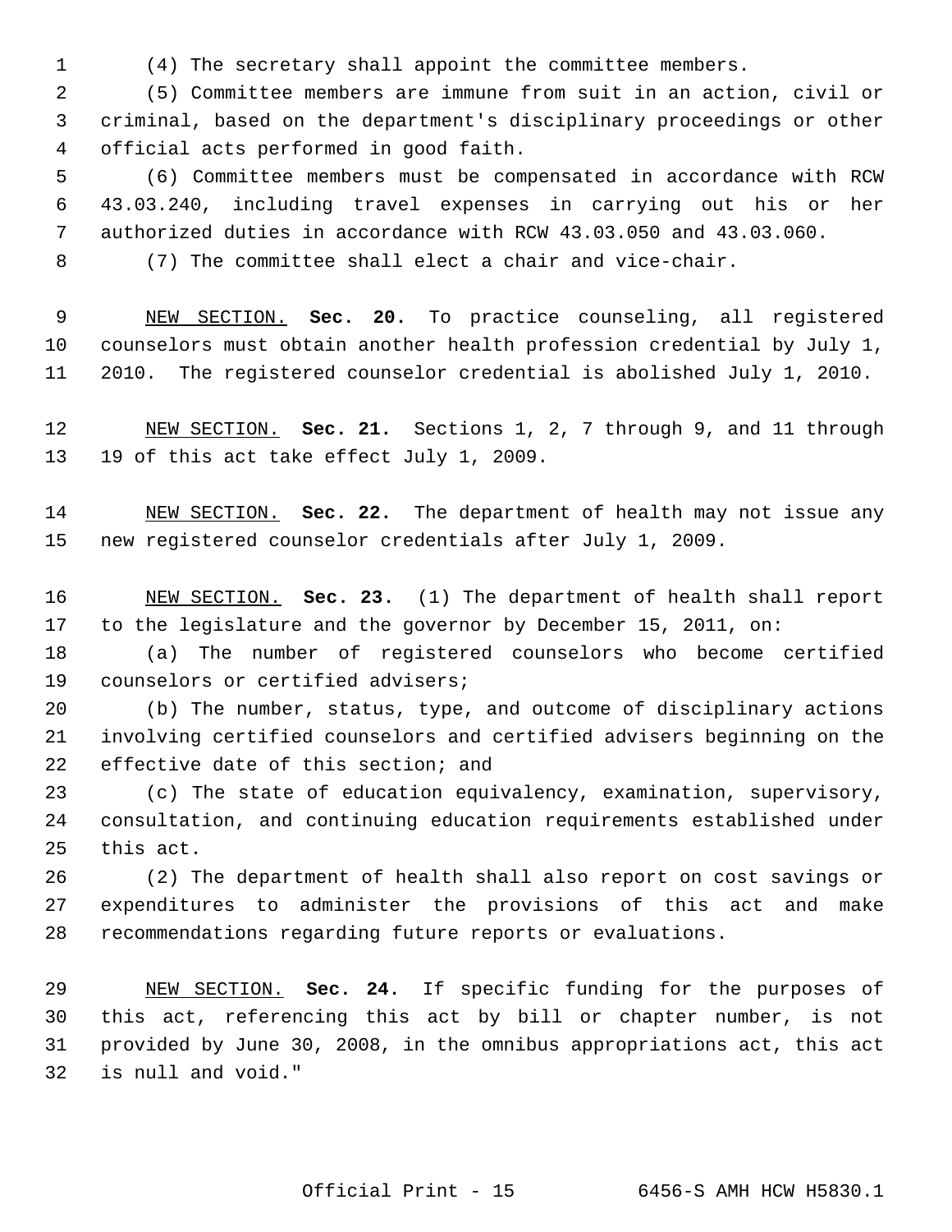(4) The secretary shall appoint the committee members.

(5) Committee members are immune from suit in an action, civil or criminal, based on the department's disciplinary proceedings or other official acts performed in good faith.

(6) Committee members must be compensated in accordance with RCW 43.03.240, including travel expenses in carrying out his or her authorized duties in accordance with RCW 43.03.050 and 43.03.060.

(7) The committee shall elect a chair and vice-chair.

NEW SECTION. **Sec. 20.** To practice counseling, all registered counselors must obtain another health profession credential by July 1, 2010. The registered counselor credential is abolished July 1, 2010.

NEW SECTION. **Sec. 21.** Sections 1, 2, 7 through 9, and 11 through 19 of this act take effect July 1, 2009.

NEW SECTION. **Sec. 22.** The department of health may not issue any new registered counselor credentials after July 1, 2009.

NEW SECTION. **Sec. 23.** (1) The department of health shall report to the legislature and the governor by December 15, 2011, on:

(a) The number of registered counselors who become certified counselors or certified advisers;

(b) The number, status, type, and outcome of disciplinary actions involving certified counselors and certified advisers beginning on the effective date of this section; and

(c) The state of education equivalency, examination, supervisory, consultation, and continuing education requirements established under this act.

(2) The department of health shall also report on cost savings or expenditures to administer the provisions of this act and make recommendations regarding future reports or evaluations.

NEW SECTION. **Sec. 24.** If specific funding for the purposes of this act, referencing this act by bill or chapter number, is not provided by June 30, 2008, in the omnibus appropriations act, this act is null and void."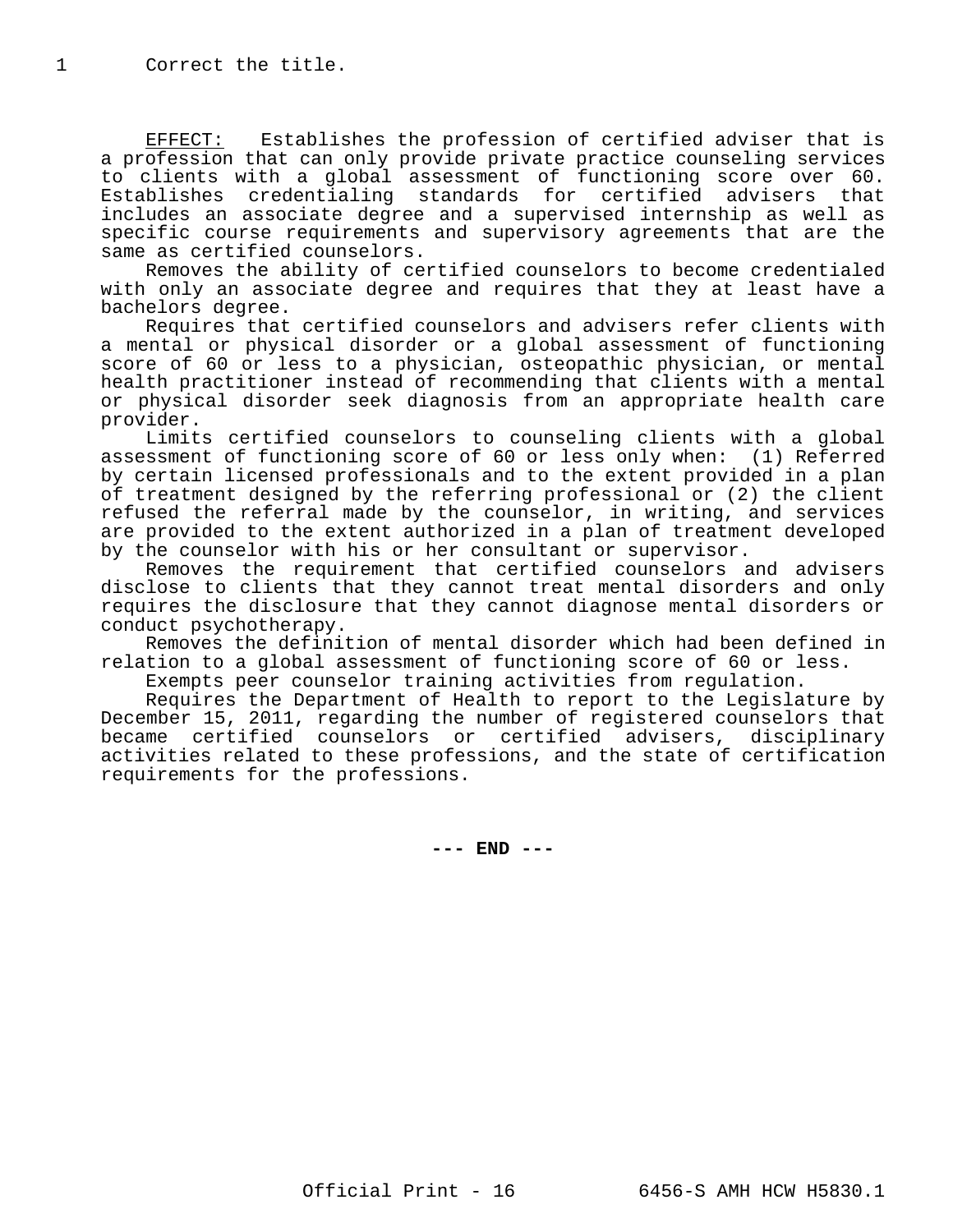Correct the title.

EFFECT: Establishes the profession of certified adviser that is a profession that can only provide private practice counseling services to clients with a global assessment of functioning score over 60. Establishes credentialing standards for certified advisers that includes an associate degree and a supervised internship as well as specific course requirements and supervisory agreements that are the same as certified counselors.

Removes the ability of certified counselors to become credentialed with only an associate degree and requires that they at least have a bachelors degree.

Requires that certified counselors and advisers refer clients with a mental or physical disorder or a global assessment of functioning score of 60 or less to a physician, osteopathic physician, or mental health practitioner instead of recommending that clients with a mental or physical disorder seek diagnosis from an appropriate health care provider.

Limits certified counselors to counseling clients with a global assessment of functioning score of 60 or less only when: (1) Referred by certain licensed professionals and to the extent provided in a plan of treatment designed by the referring professional or (2) the client refused the referral made by the counselor, in writing, and services are provided to the extent authorized in a plan of treatment developed by the counselor with his or her consultant or supervisor.

Removes the requirement that certified counselors and advisers disclose to clients that they cannot treat mental disorders and only requires the disclosure that they cannot diagnose mental disorders or conduct psychotherapy.

Removes the definition of mental disorder which had been defined in relation to a global assessment of functioning score of 60 or less.

Exempts peer counselor training activities from regulation.

Requires the Department of Health to report to the Legislature by December 15, 2011, regarding the number of registered counselors that became certified counselors or certified advisers, disciplinary activities related to these professions, and the state of certification requirements for the professions.

**--- END ---**